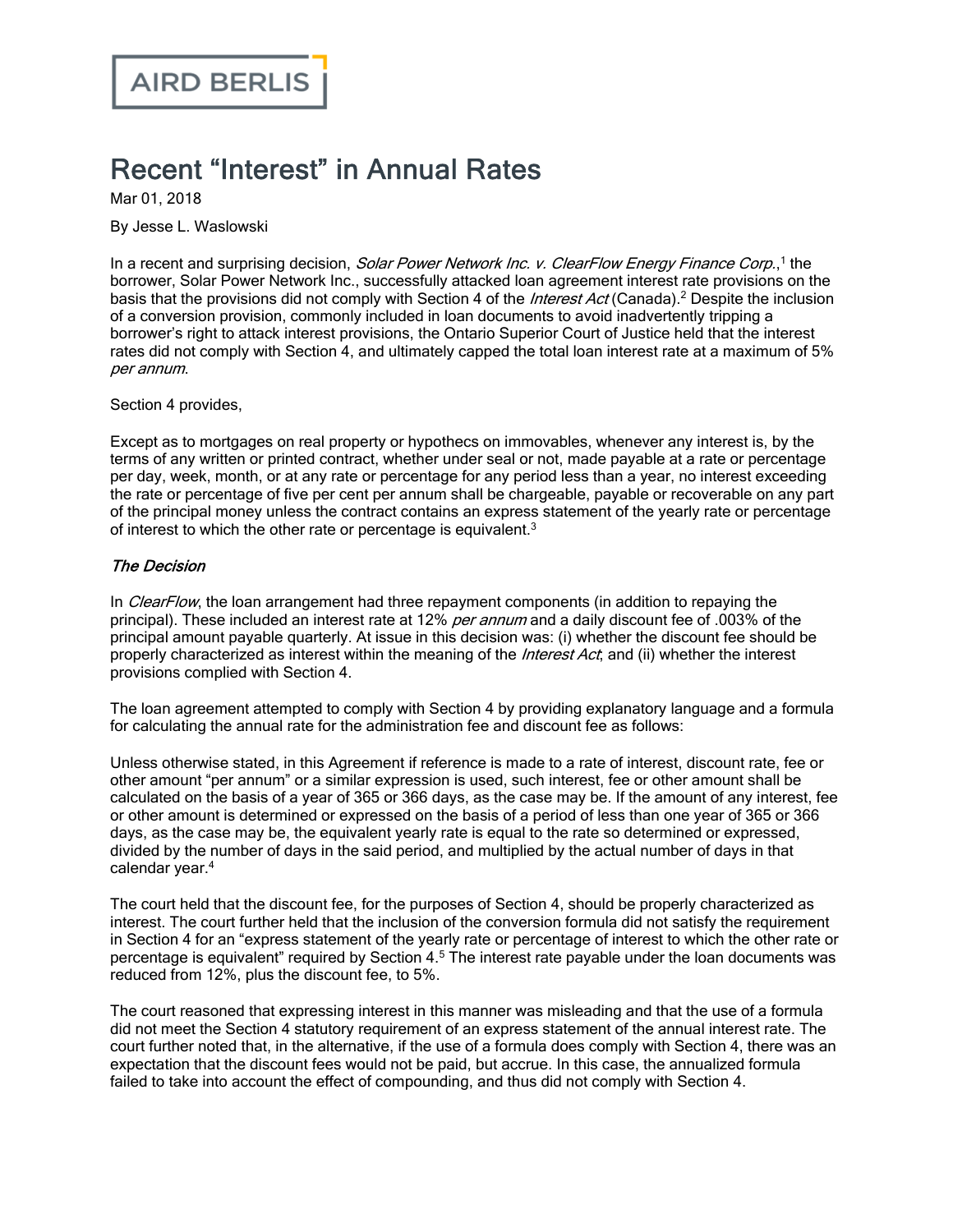AIRD BERLIS

# Recent “Interest” in Annual Rates

Mar 01, 2018

By Jesse L. Waslowski

In a recent and surprising decision, *Solar Power Network Inc. v. ClearFlow Energy Finance Corp.*,[1] the borrower, Solar Power Network Inc., successfully attacked loan agreement interest rate provisions on the basis that the provisions did not comply with Section 4 of the *Interest Act* (Canada).[2] Despite the inclusion of a conversion provision, commonly included in loan documents to avoid inadvertently tripping a borrower’s right to attack interest provisions, the Ontario Superior Court of Justice held that the interest rates did not comply with Section 4, and ultimately capped the total loan interest rate at a maximum of 5% *per annum*.

Section 4 provides,

Except as to mortgages on real property or hypothecs on immovables, whenever any interest is, by the terms of any written or printed contract, whether under seal or not, made payable at a rate or percentage per day, week, month, or at any rate or percentage for any period less than a year, no interest exceeding the rate or percentage of five per cent per annum shall be chargeable, payable or recoverable on any part of the principal money unless the contract contains an express statement of the yearly rate or percentage of interest to which the other rate or percentage is equivalent.[3]

### *The Decision*

In *ClearFlow*, the loan arrangement had three repayment components (in addition to repaying the principal). These included an interest rate at 12% *per annum* and a daily discount fee of .003% of the principal amount payable quarterly. At issue in this decision was: (i) whether the discount fee should be properly characterized as interest within the meaning of the *Interest Act*; and (ii) whether the interest provisions complied with Section 4.

The loan agreement attempted to comply with Section 4 by providing explanatory language and a formula for calculating the annual rate for the administration fee and discount fee as follows:

Unless otherwise stated, in this Agreement if reference is made to a rate of interest, discount rate, fee or other amount “per annum” or a similar expression is used, such interest, fee or other amount shall be calculated on the basis of a year of 365 or 366 days, as the case may be. If the amount of any interest, fee or other amount is determined or expressed on the basis of a period of less than one year of 365 or 366 days, as the case may be, the equivalent yearly rate is equal to the rate so determined or expressed, divided by the number of days in the said period, and multiplied by the actual number of days in that calendar year.[4]

The court held that the discount fee, for the purposes of Section 4, should be properly characterized as interest. The court further held that the inclusion of the conversion formula did not satisfy the requirement in Section 4 for an “express statement of the yearly rate or percentage of interest to which the other rate or percentage is equivalent” required by Section 4.[5] The interest rate payable under the loan documents was reduced from 12%, plus the discount fee, to 5%.

The court reasoned that expressing interest in this manner was misleading and that the use of a formula did not meet the Section 4 statutory requirement of an express statement of the annual interest rate. The court further noted that, in the alternative, if the use of a formula does comply with Section 4, there was an expectation that the discount fees would not be paid, but accrue. In this case, the annualized formula failed to take into account the effect of compounding, and thus did not comply with Section 4.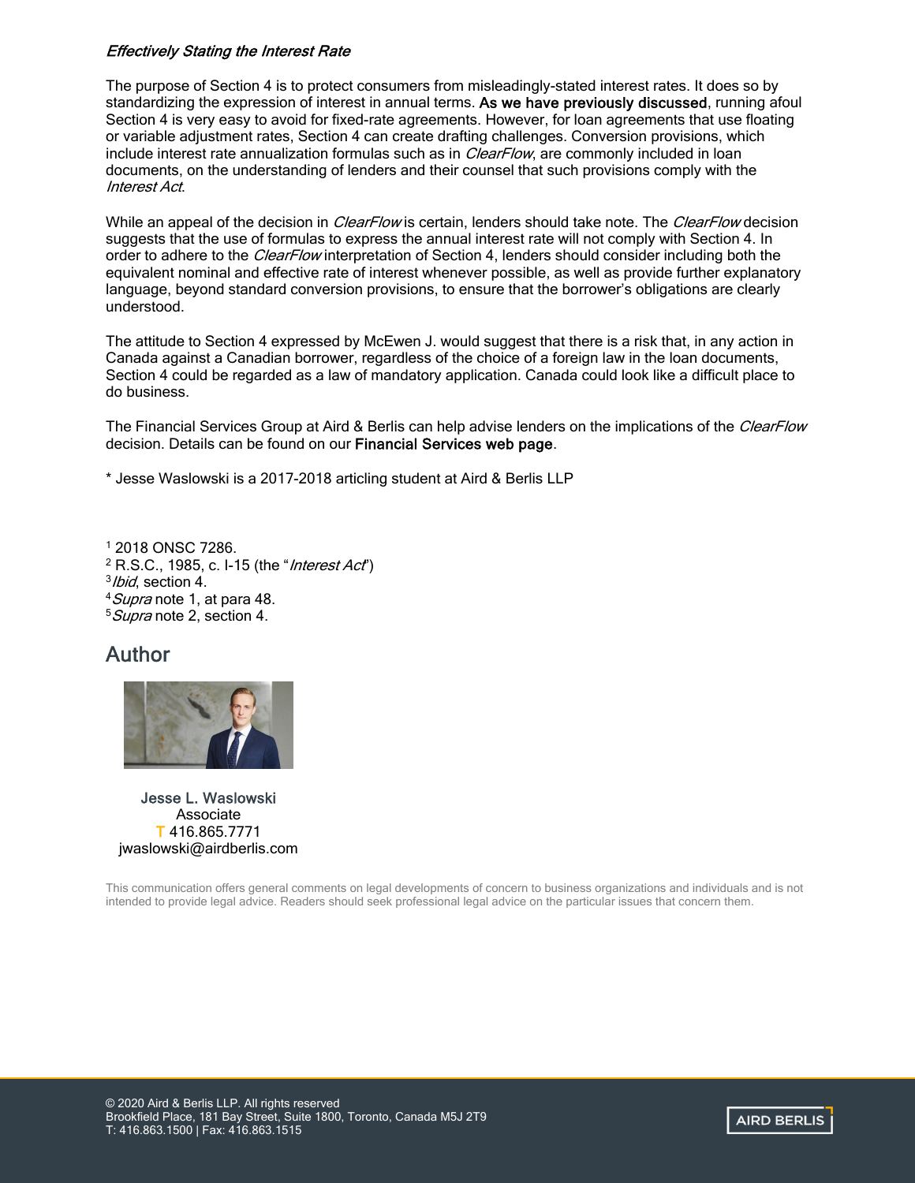*Effectively Stating the Interest Rate*

The purpose of Section 4 is to protect consumers from misleadingly-stated interest rates. It does so by standardizing the expression of interest in annual terms. **As we have previously discussed**, running afoul Section 4 is very easy to avoid for fixed-rate agreements. However, for loan agreements that use floating or variable adjustment rates, Section 4 can create drafting challenges. Conversion provisions, which include interest rate annualization formulas such as in *ClearFlow*, are commonly included in loan documents, on the understanding of lenders and their counsel that such provisions comply with the *Interest Act*.

While an appeal of the decision in *ClearFlow* is certain, lenders should take note. The *ClearFlow* decision suggests that the use of formulas to express the annual interest rate will not comply with Section 4. In order to adhere to the *ClearFlow* interpretation of Section 4, lenders should consider including both the equivalent nominal and effective rate of interest whenever possible, as well as provide further explanatory language, beyond standard conversion provisions, to ensure that the borrower's obligations are clearly understood.

The attitude to Section 4 expressed by McEwen J. would suggest that there is a risk that, in any action in Canada against a Canadian borrower, regardless of the choice of a foreign law in the loan documents, Section 4 could be regarded as a law of mandatory application. Canada could look like a difficult place to do business.

The Financial Services Group at Aird & Berlis can help advise lenders on the implications of the *ClearFlow* decision. Details can be found on our **Financial Services web page**.

\* Jesse Waslowski is a 2017-2018 articling student at Aird & Berlis LLP

[1] 2018 ONSC 7286.
[2] R.S.C., 1985, c. I-15 (the "*Interest Act*")
[3] *Ibid*, section 4.
[4] *Supra* note 1, at para 48.
[5] *Supra* note 2, section 4.

## Author

**Jesse L. Waslowski**
Associate
T 416.865.7771
jwaslowski@airdberlis.com

This communication offers general comments on legal developments of concern to business organizations and individuals and is not intended to provide legal advice. Readers should seek professional legal advice on the particular issues that concern them.

© 2020 Aird & Berlis LLP. All rights reserved
Brookfield Place, 181 Bay Street, Suite 1800, Toronto, Canada M5J 2T9
T: 416.863.1500 | Fax: 416.863.1515

AIRD BERLIS